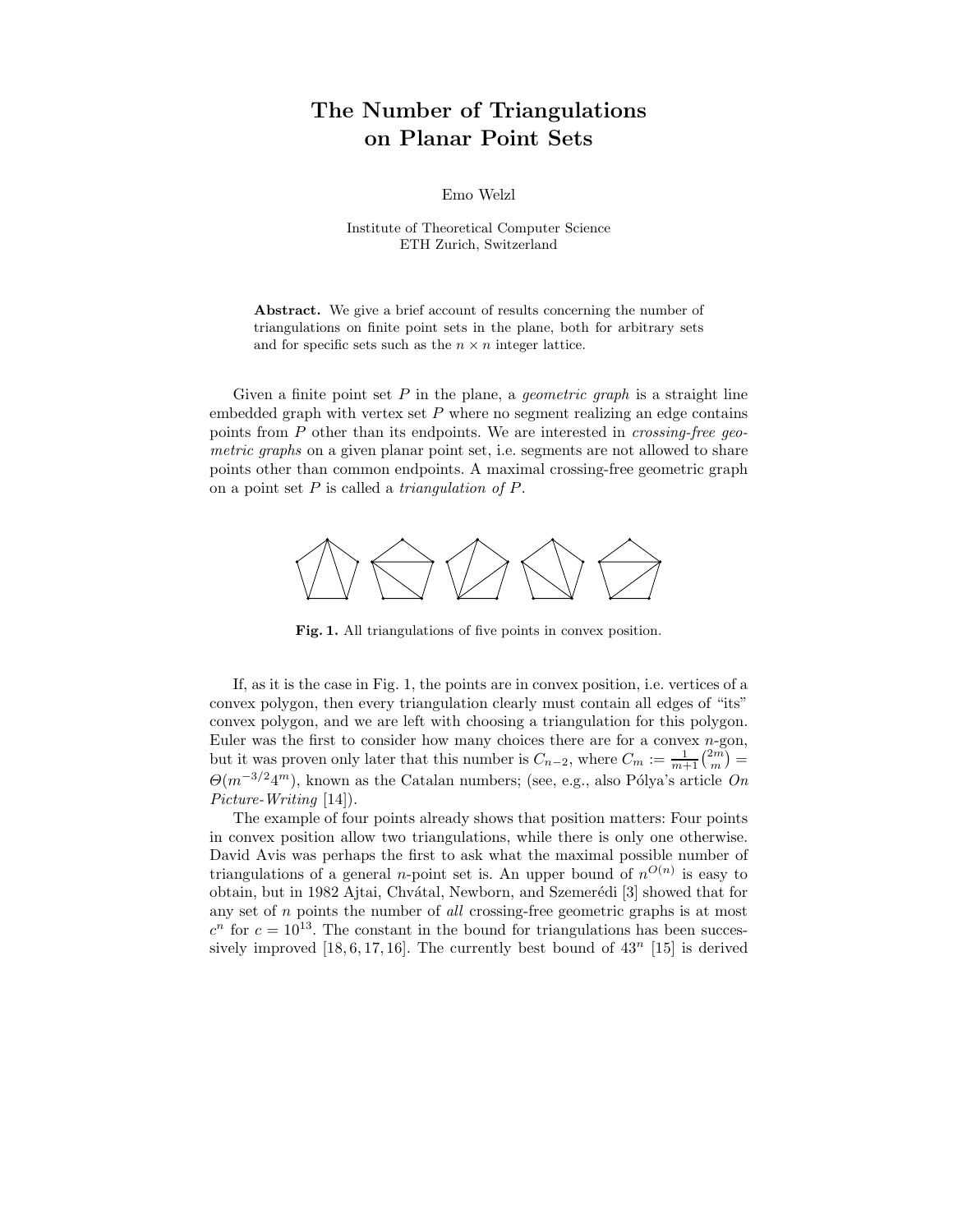# The Number of Triangulations on Planar Point Sets

Emo Welzl

Institute of Theoretical Computer Science
ETH Zurich, Switzerland

**Abstract.** We give a brief account of results concerning the number of triangulations on finite point sets in the plane, both for arbitrary sets and for specific sets such as the $n \times n$ integer lattice.

Given a finite point set $P$ in the plane, a *geometric graph* is a straight line embedded graph with vertex set $P$ where no segment realizing an edge contains points from $P$ other than its endpoints. We are interested in *crossing-free geometric graphs* on a given planar point set, i.e. segments are not allowed to share points other than common endpoints. A maximal crossing-free geometric graph on a point set $P$ is called a *triangulation of $P$*.

**Fig. 1.** All triangulations of five points in convex position.

If, as it is the case in Fig. 1, the points are in convex position, i.e. vertices of a convex polygon, then every triangulation clearly must contain all edges of "its" convex polygon, and we are left with choosing a triangulation for this polygon. Euler was the first to consider how many choices there are for a convex $n$-gon, but it was proven only later that this number is $C_{n-2}$, where $C_m := \frac{1}{m+1}\binom{2m}{m} = \Theta(m^{-3/2}4^m)$, known as the Catalan numbers; (see, e.g., also Pólya's article *On Picture-Writing* [14]).

The example of four points already shows that position matters: Four points in convex position allow two triangulations, while there is only one otherwise. David Avis was perhaps the first to ask what the maximal possible number of triangulations of a general $n$-point set is. An upper bound of $n^{O(n)}$ is easy to obtain, but in 1982 Ajtai, Chvátal, Newborn, and Szemerédi [3] showed that for any set of $n$ points the number of *all* crossing-free geometric graphs is at most $c^n$ for $c = 10^{13}$. The constant in the bound for triangulations has been successively improved [18, 6, 17, 16]. The currently best bound of $43^n$ [15] is derived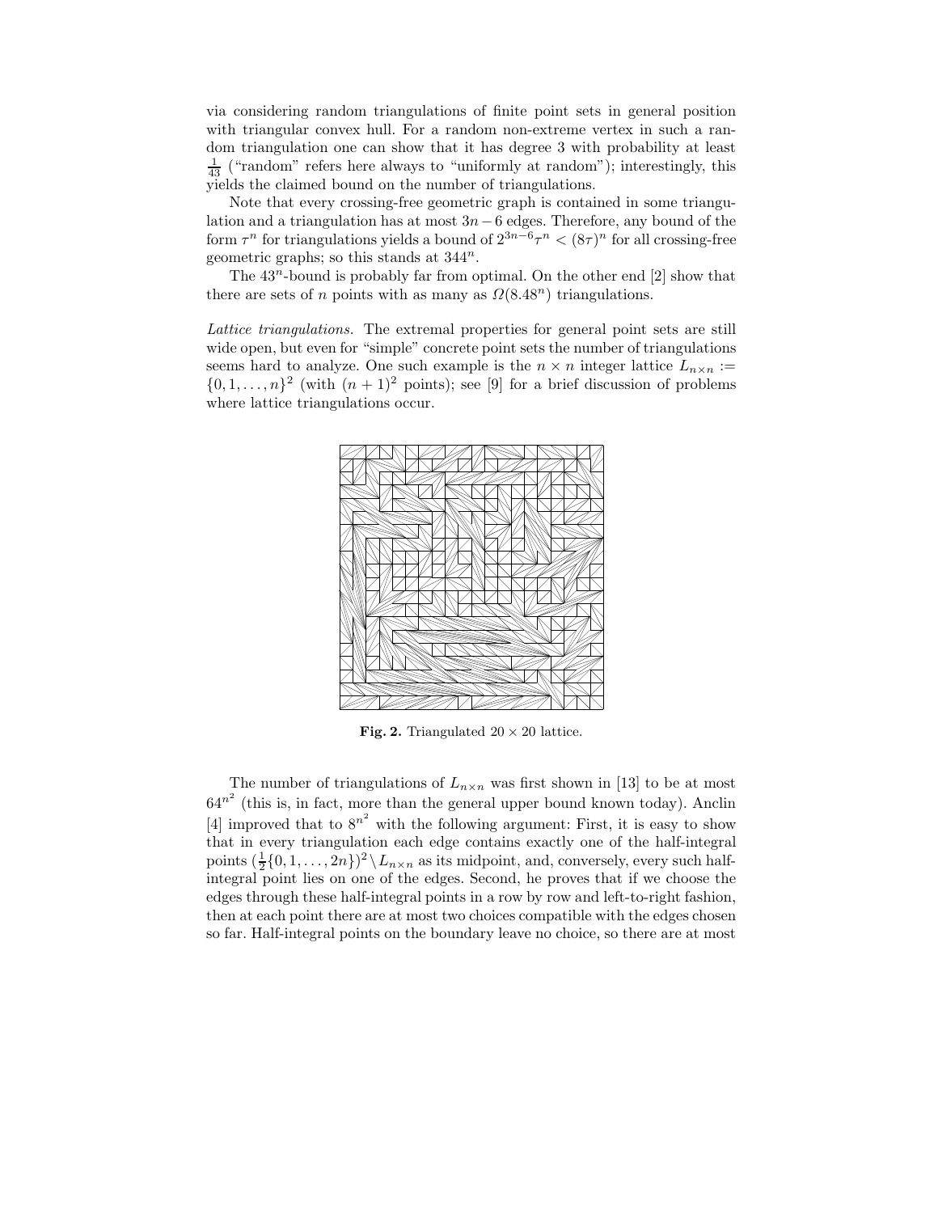via considering random triangulations of finite point sets in general position with triangular convex hull. For a random non-extreme vertex in such a random triangulation one can show that it has degree 3 with probability at least $\frac{1}{43}$ ("random" refers here always to "uniformly at random"); interestingly, this yields the claimed bound on the number of triangulations.

Note that every crossing-free geometric graph is contained in some triangulation and a triangulation has at most $3n-6$ edges. Therefore, any bound of the form $\tau^n$ for triangulations yields a bound of $2^{3n-6}\tau^n < (8\tau)^n$ for all crossing-free geometric graphs; so this stands at $344^n$.

The $43^n$-bound is probably far from optimal. On the other end [2] show that there are sets of $n$ points with as many as $\Omega(8.48^n)$ triangulations.

*Lattice triangulations.* The extremal properties for general point sets are still wide open, but even for "simple" concrete point sets the number of triangulations seems hard to analyze. One such example is the $n \times n$ integer lattice $L_{n\times n} := \{0, 1, \ldots, n\}^2$ (with $(n+1)^2$ points); see [9] for a brief discussion of problems where lattice triangulations occur.

**Fig. 2.** Triangulated $20 \times 20$ lattice.

The number of triangulations of $L_{n\times n}$ was first shown in [13] to be at most $64^{n^2}$ (this is, in fact, more than the general upper bound known today). Anclin [4] improved that to $8^{n^2}$ with the following argument: First, it is easy to show that in every triangulation each edge contains exactly one of the half-integral points $(\frac{1}{2}\{0, 1, \ldots, 2n\})^2 \setminus L_{n\times n}$ as its midpoint, and, conversely, every such half-integral point lies on one of the edges. Second, he proves that if we choose the edges through these half-integral points in a row by row and left-to-right fashion, then at each point there are at most two choices compatible with the edges chosen so far. Half-integral points on the boundary leave no choice, so there are at most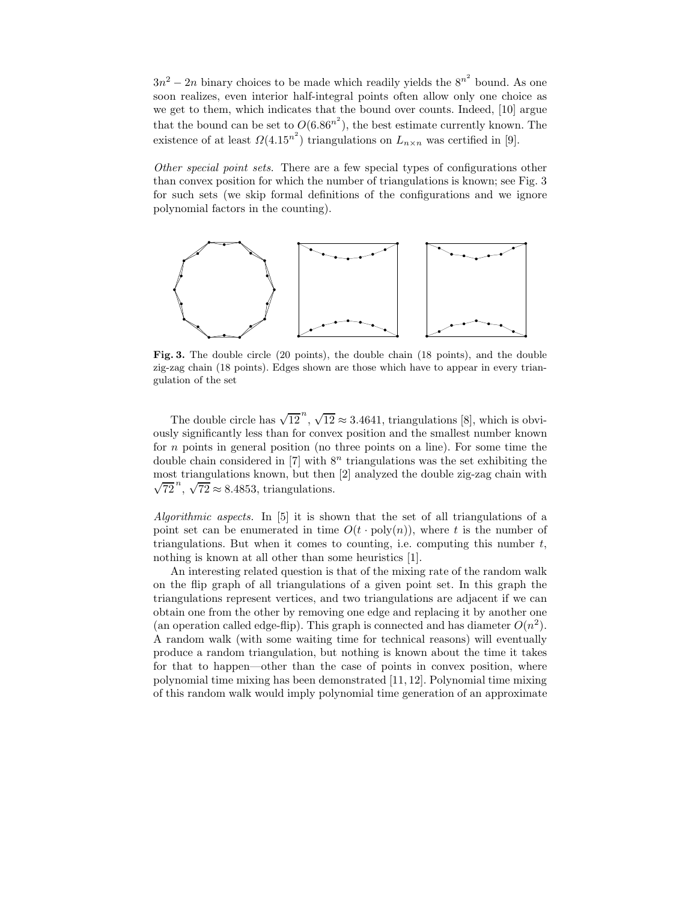$3n^2 - 2n$ binary choices to be made which readily yields the $8^{n^2}$ bound. As one soon realizes, even interior half-integral points often allow only one choice as we get to them, which indicates that the bound over counts. Indeed, [10] argue that the bound can be set to $O(6.86^{n^2})$, the best estimate currently known. The existence of at least $\Omega(4.15^{n^2})$ triangulations on $L_{n \times n}$ was certified in [9].

*Other special point sets.* There are a few special types of configurations other than convex position for which the number of triangulations is known; see Fig. 3 for such sets (we skip formal definitions of the configurations and we ignore polynomial factors in the counting).

**Fig. 3.** The double circle (20 points), the double chain (18 points), and the double zig-zag chain (18 points). Edges shown are those which have to appear in every triangulation of the set

The double circle has $\sqrt{12}^n$, $\sqrt{12} \approx 3.4641$, triangulations [8], which is obviously significantly less than for convex position and the smallest number known for $n$ points in general position (no three points on a line). For some time the double chain considered in [7] with $8^n$ triangulations was the set exhibiting the most triangulations known, but then [2] analyzed the double zig-zag chain with $\sqrt{72}^n$, $\sqrt{72} \approx 8.4853$, triangulations.

*Algorithmic aspects.* In [5] it is shown that the set of all triangulations of a point set can be enumerated in time $O(t \cdot \mathrm{poly}(n))$, where $t$ is the number of triangulations. But when it comes to counting, i.e. computing this number $t$, nothing is known at all other than some heuristics [1].

An interesting related question is that of the mixing rate of the random walk on the flip graph of all triangulations of a given point set. In this graph the triangulations represent vertices, and two triangulations are adjacent if we can obtain one from the other by removing one edge and replacing it by another one (an operation called edge-flip). This graph is connected and has diameter $O(n^2)$. A random walk (with some waiting time for technical reasons) will eventually produce a random triangulation, but nothing is known about the time it takes for that to happen—other than the case of points in convex position, where polynomial time mixing has been demonstrated [11, 12]. Polynomial time mixing of this random walk would imply polynomial time generation of an approximate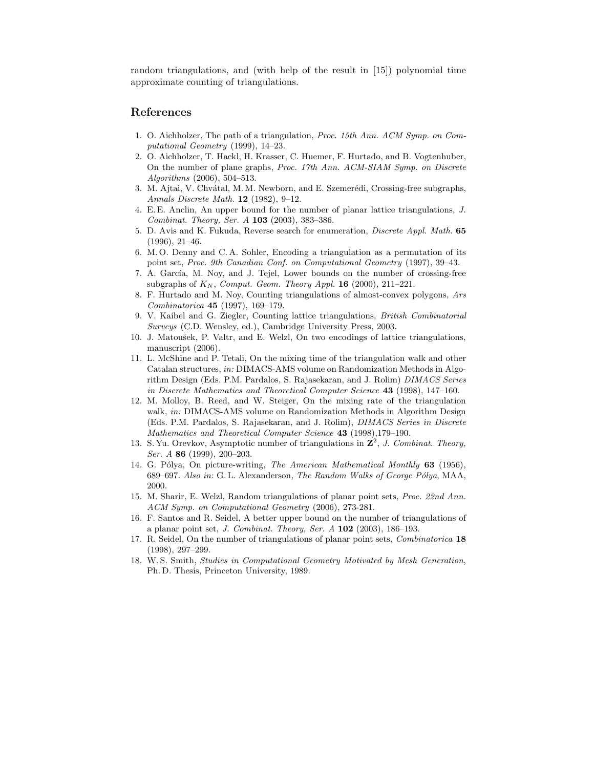random triangulations, and (with help of the result in [15]) polynomial time approximate counting of triangulations.

## References

1. O. Aichholzer, The path of a triangulation, *Proc. 15th Ann. ACM Symp. on Computational Geometry* (1999), 14–23.
2. O. Aichholzer, T. Hackl, H. Krasser, C. Huemer, F. Hurtado, and B. Vogtenhuber, On the number of plane graphs, *Proc. 17th Ann. ACM-SIAM Symp. on Discrete Algorithms* (2006), 504–513.
3. M. Ajtai, V. Chvátal, M. M. Newborn, and E. Szemerédi, Crossing-free subgraphs, *Annals Discrete Math.* **12** (1982), 9–12.
4. E. E. Anclin, An upper bound for the number of planar lattice triangulations, *J. Combinat. Theory, Ser. A* **103** (2003), 383–386.
5. D. Avis and K. Fukuda, Reverse search for enumeration, *Discrete Appl. Math.* **65** (1996), 21–46.
6. M. O. Denny and C. A. Sohler, Encoding a triangulation as a permutation of its point set, *Proc. 9th Canadian Conf. on Computational Geometry* (1997), 39–43.
7. A. García, M. Noy, and J. Tejel, Lower bounds on the number of crossing-free subgraphs of $K_N$, *Comput. Geom. Theory Appl.* **16** (2000), 211–221.
8. F. Hurtado and M. Noy, Counting triangulations of almost-convex polygons, *Ars Combinatorica* **45** (1997), 169–179.
9. V. Kaibel and G. Ziegler, Counting lattice triangulations, *British Combinatorial Surveys* (C.D. Wensley, ed.), Cambridge University Press, 2003.
10. J. Matoušek, P. Valtr, and E. Welzl, On two encodings of lattice triangulations, manuscript (2006).
11. L. McShine and P. Tetali, On the mixing time of the triangulation walk and other Catalan structures, *in:* DIMACS-AMS volume on Randomization Methods in Algorithm Design (Eds. P.M. Pardalos, S. Rajasekaran, and J. Rolim) *DIMACS Series in Discrete Mathematics and Theoretical Computer Science* **43** (1998), 147–160.
12. M. Molloy, B. Reed, and W. Steiger, On the mixing rate of the triangulation walk, *in:* DIMACS-AMS volume on Randomization Methods in Algorithm Design (Eds. P.M. Pardalos, S. Rajasekaran, and J. Rolim), *DIMACS Series in Discrete Mathematics and Theoretical Computer Science* **43** (1998),179–190.
13. S. Yu. Orevkov, Asymptotic number of triangulations in $\mathbf{Z}^2$, *J. Combinat. Theory, Ser. A* **86** (1999), 200–203.
14. G. Pólya, On picture-writing, *The American Mathematical Monthly* **63** (1956), 689–697. *Also in*: G. L. Alexanderson, *The Random Walks of George Pólya*, MAA, 2000.
15. M. Sharir, E. Welzl, Random triangulations of planar point sets, *Proc. 22nd Ann. ACM Symp. on Computational Geometry* (2006), 273-281.
16. F. Santos and R. Seidel, A better upper bound on the number of triangulations of a planar point set, *J. Combinat. Theory, Ser. A* **102** (2003), 186–193.
17. R. Seidel, On the number of triangulations of planar point sets, *Combinatorica* **18** (1998), 297–299.
18. W. S. Smith, *Studies in Computational Geometry Motivated by Mesh Generation*, Ph. D. Thesis, Princeton University, 1989.